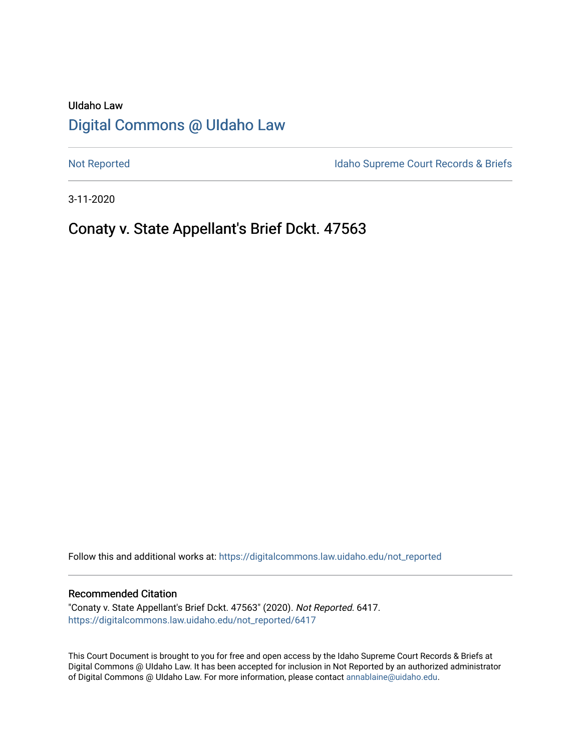UIdaho Law

# Digital Commons @ UIdaho Law

Not Reported

Idaho Supreme Court Records & Briefs

3-11-2020

## Conaty v. State Appellant's Brief Dckt. 47563

Follow this and additional works at: https://digitalcommons.law.uidaho.edu/not_reported

### Recommended Citation

"Conaty v. State Appellant's Brief Dckt. 47563" (2020). *Not Reported*. 6417.
https://digitalcommons.law.uidaho.edu/not_reported/6417

This Court Document is brought to you for free and open access by the Idaho Supreme Court Records & Briefs at Digital Commons @ UIdaho Law. It has been accepted for inclusion in Not Reported by an authorized administrator of Digital Commons @ UIdaho Law. For more information, please contact annablaine@uidaho.edu.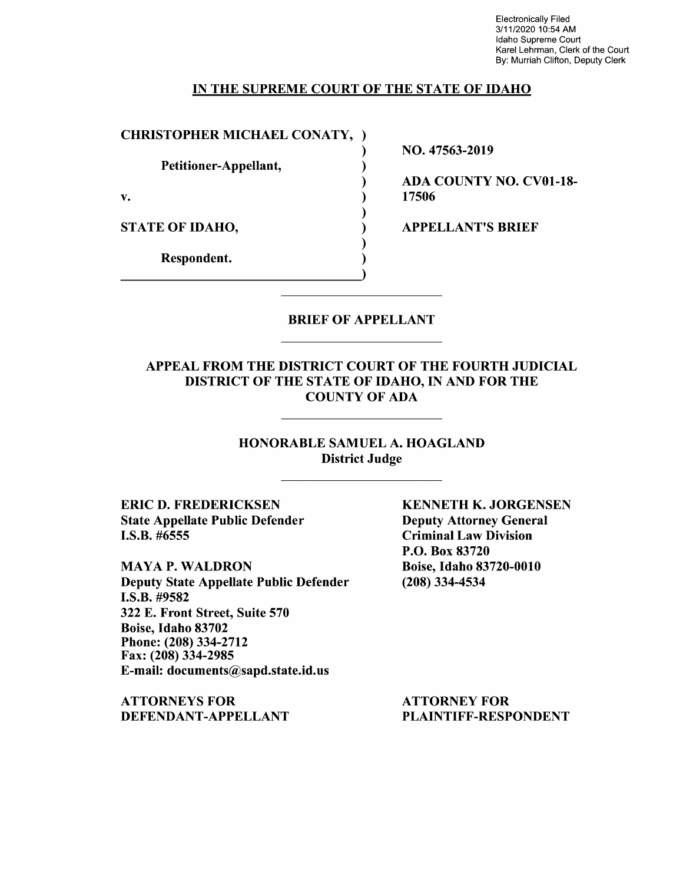Electronically Filed
3/11/2020 10:54 AM
Idaho Supreme Court
Karel Lehrman, Clerk of the Court
By: Murriah Clifton, Deputy Clerk

## IN THE SUPREME COURT OF THE STATE OF IDAHO

| | |
|---|---|
| **CHRISTOPHER MICHAEL CONATY,** | **NO. 47563-2019** |
| **Petitioner-Appellant,** | **ADA COUNTY NO. CV01-18-17506** |
| **v.** | |
| **STATE OF IDAHO,** | **APPELLANT'S BRIEF** |
| **Respondent.** | |

## BRIEF OF APPELLANT

### APPEAL FROM THE DISTRICT COURT OF THE FOURTH JUDICIAL DISTRICT OF THE STATE OF IDAHO, IN AND FOR THE COUNTY OF ADA

**HONORABLE SAMUEL A. HOAGLAND**
**District Judge**

**ERIC D. FREDERICKSEN**
**State Appellate Public Defender**
**I.S.B. #6555**

**MAYA P. WALDRON**
**Deputy State Appellate Public Defender**
**I.S.B. #9582**
**322 E. Front Street, Suite 570**
**Boise, Idaho 83702**
**Phone: (208) 334-2712**
**Fax: (208) 334-2985**
**E-mail: documents@sapd.state.id.us**

**ATTORNEYS FOR DEFENDANT-APPELLANT**

**KENNETH K. JORGENSEN**
**Deputy Attorney General**
**Criminal Law Division**
**P.O. Box 83720**
**Boise, Idaho 83720-0010**
**(208) 334-4534**

**ATTORNEY FOR PLAINTIFF-RESPONDENT**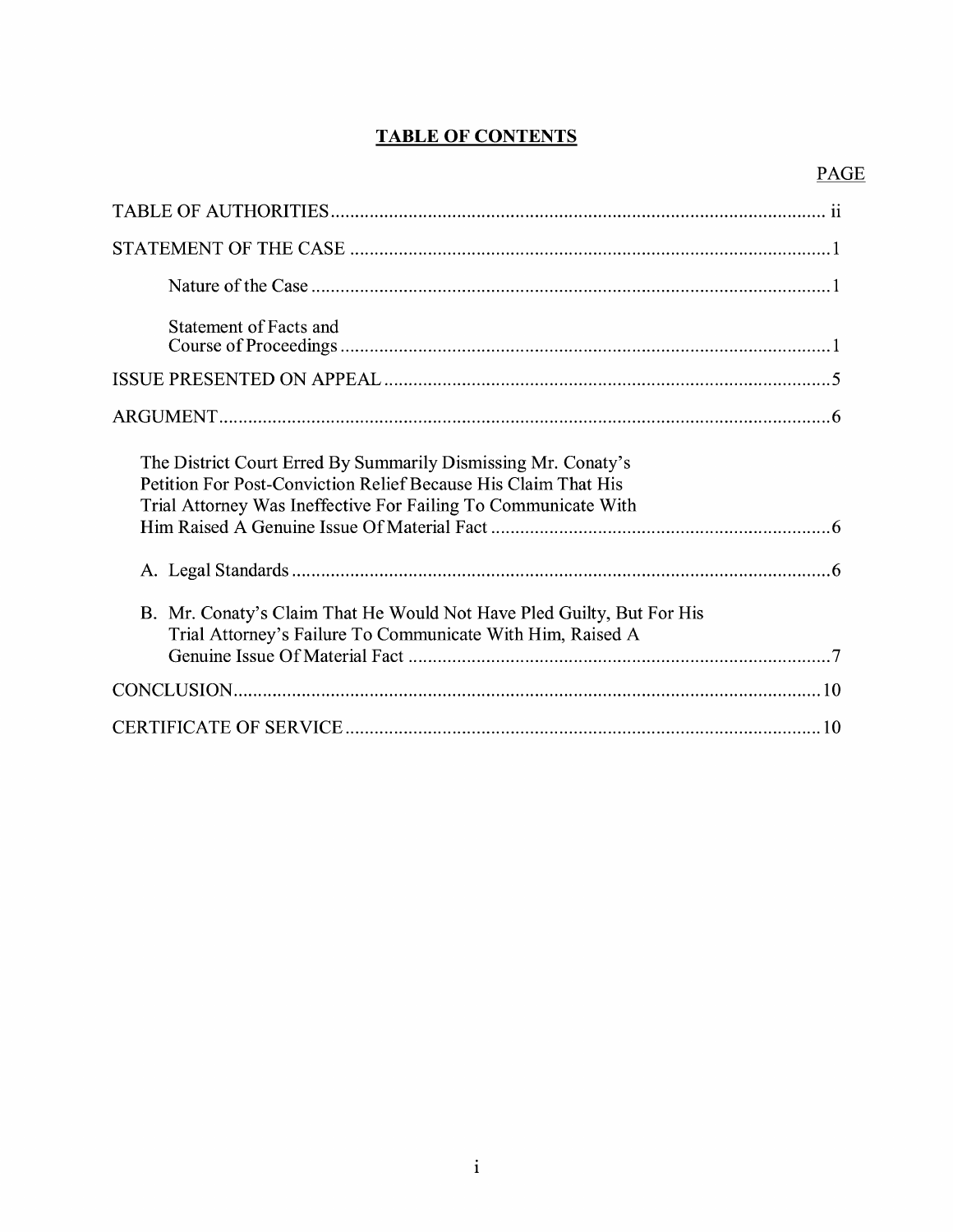# TABLE OF CONTENTS

| | PAGE |
|---|---|
| TABLE OF AUTHORITIES | ii |
| STATEMENT OF THE CASE | 1 |
| Nature of the Case | 1 |
| Statement of Facts and Course of Proceedings | 1 |
| ISSUE PRESENTED ON APPEAL | 5 |
| ARGUMENT | 6 |
| The District Court Erred By Summarily Dismissing Mr. Conaty's Petition For Post-Conviction Relief Because His Claim That His Trial Attorney Was Ineffective For Failing To Communicate With Him Raised A Genuine Issue Of Material Fact | 6 |
| A. Legal Standards | 6 |
| B. Mr. Conaty's Claim That He Would Not Have Pled Guilty, But For His Trial Attorney's Failure To Communicate With Him, Raised A Genuine Issue Of Material Fact | 7 |
| CONCLUSION | 10 |
| CERTIFICATE OF SERVICE | 10 |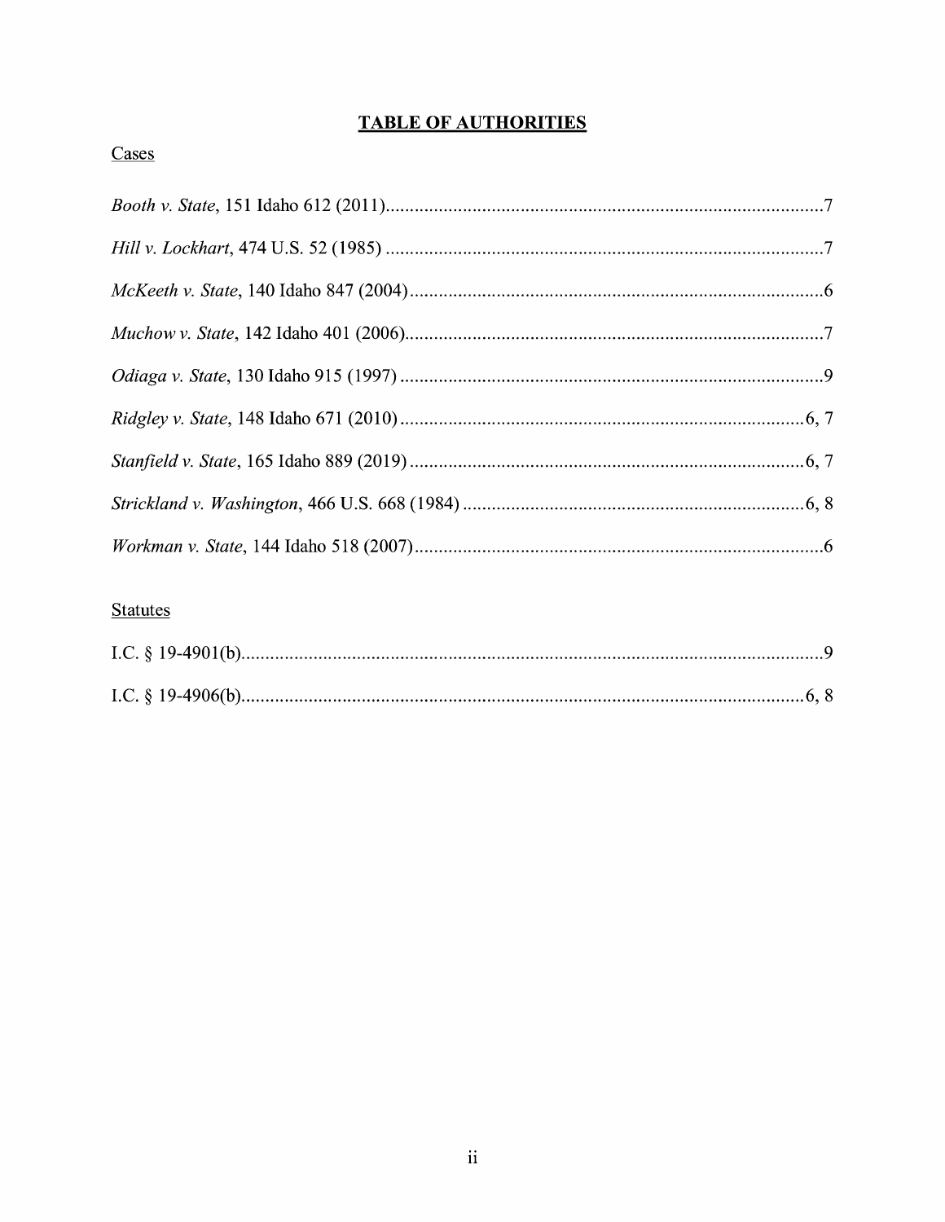# TABLE OF AUTHORITIES

Cases

*Booth v. State*, 151 Idaho 612 (2011)............................................................................................7

*Hill v. Lockhart*, 474 U.S. 52 (1985) ............................................................................................7

*McKeeth v. State*, 140 Idaho 847 (2004).......................................................................................6

*Muchow v. State*, 142 Idaho 401 (2006).......................................................................................7

*Odiaga v. State*, 130 Idaho 915 (1997) ........................................................................................9

*Ridgley v. State*, 148 Idaho 671 (2010) .....................................................................................6, 7

*Stanfield v. State*, 165 Idaho 889 (2019) ...................................................................................6, 7

*Strickland v. Washington*, 466 U.S. 668 (1984) ........................................................................6, 8

*Workman v. State*, 144 Idaho 518 (2007).....................................................................................6

Statutes

I.C. § 19-4901(b)..........................................................................................................................9

I.C. § 19-4906(b).......................................................................................................................6, 8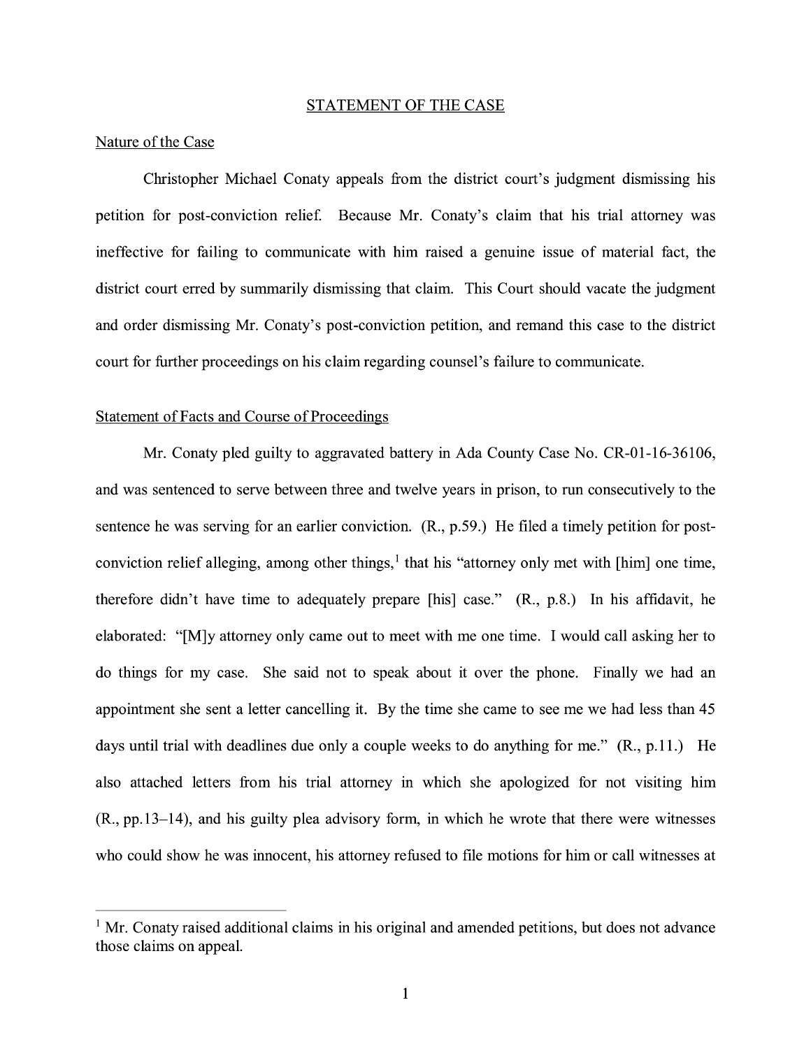## STATEMENT OF THE CASE

### Nature of the Case

Christopher Michael Conaty appeals from the district court's judgment dismissing his petition for post-conviction relief. Because Mr. Conaty's claim that his trial attorney was ineffective for failing to communicate with him raised a genuine issue of material fact, the district court erred by summarily dismissing that claim. This Court should vacate the judgment and order dismissing Mr. Conaty's post-conviction petition, and remand this case to the district court for further proceedings on his claim regarding counsel's failure to communicate.

### Statement of Facts and Course of Proceedings

Mr. Conaty pled guilty to aggravated battery in Ada County Case No. CR-01-16-36106, and was sentenced to serve between three and twelve years in prison, to run consecutively to the sentence he was serving for an earlier conviction. (R., p.59.) He filed a timely petition for post-conviction relief alleging, among other things,[1] that his "attorney only met with [him] one time, therefore didn't have time to adequately prepare [his] case." (R., p.8.) In his affidavit, he elaborated: "[M]y attorney only came out to meet with me one time. I would call asking her to do things for my case. She said not to speak about it over the phone. Finally we had an appointment she sent a letter cancelling it. By the time she came to see me we had less than 45 days until trial with deadlines due only a couple weeks to do anything for me." (R., p.11.) He also attached letters from his trial attorney in which she apologized for not visiting him (R., pp.13–14), and his guilty plea advisory form, in which he wrote that there were witnesses who could show he was innocent, his attorney refused to file motions for him or call witnesses at

[1] Mr. Conaty raised additional claims in his original and amended petitions, but does not advance those claims on appeal.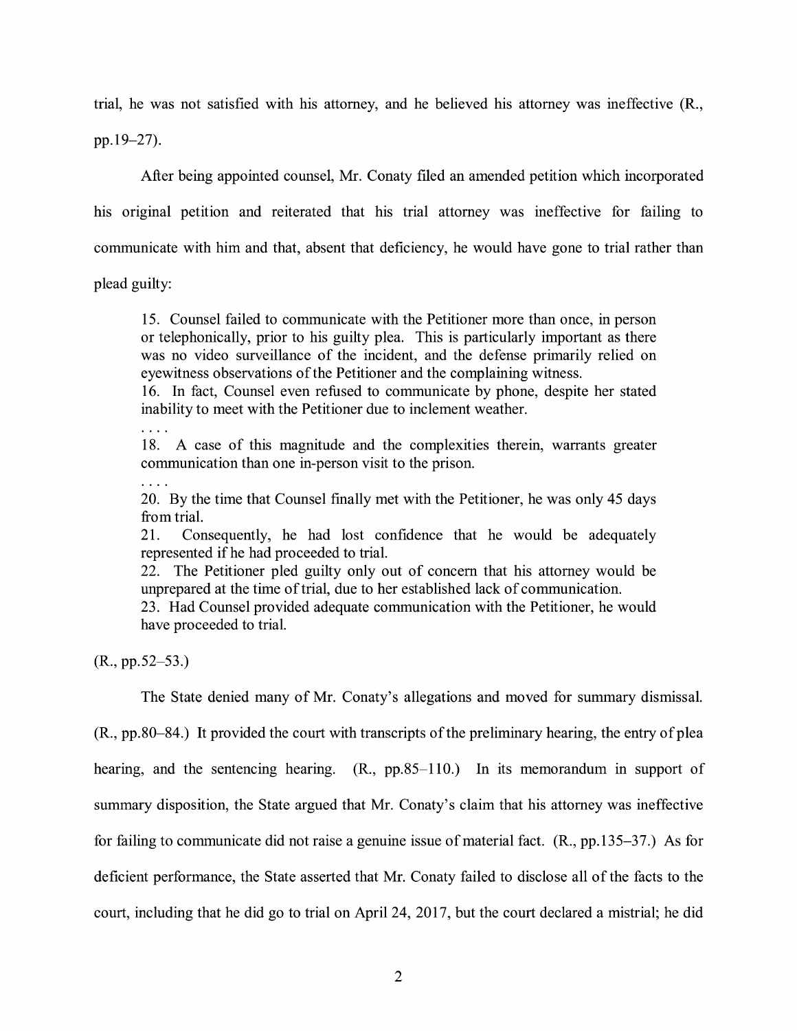trial, he was not satisfied with his attorney, and he believed his attorney was ineffective (R., pp.19–27).

After being appointed counsel, Mr. Conaty filed an amended petition which incorporated his original petition and reiterated that his trial attorney was ineffective for failing to communicate with him and that, absent that deficiency, he would have gone to trial rather than plead guilty:

> 15. Counsel failed to communicate with the Petitioner more than once, in person or telephonically, prior to his guilty plea. This is particularly important as there was no video surveillance of the incident, and the defense primarily relied on eyewitness observations of the Petitioner and the complaining witness.
>
> 16. In fact, Counsel even refused to communicate by phone, despite her stated inability to meet with the Petitioner due to inclement weather.
>
> . . . .
>
> 18. A case of this magnitude and the complexities therein, warrants greater communication than one in-person visit to the prison.
>
> . . . .
>
> 20. By the time that Counsel finally met with the Petitioner, he was only 45 days from trial.
>
> 21. Consequently, he had lost confidence that he would be adequately represented if he had proceeded to trial.
>
> 22. The Petitioner pled guilty only out of concern that his attorney would be unprepared at the time of trial, due to her established lack of communication.
>
> 23. Had Counsel provided adequate communication with the Petitioner, he would have proceeded to trial.

(R., pp.52–53.)

The State denied many of Mr. Conaty's allegations and moved for summary dismissal. (R., pp.80–84.) It provided the court with transcripts of the preliminary hearing, the entry of plea hearing, and the sentencing hearing. (R., pp.85–110.) In its memorandum in support of summary disposition, the State argued that Mr. Conaty's claim that his attorney was ineffective for failing to communicate did not raise a genuine issue of material fact. (R., pp.135–37.) As for deficient performance, the State asserted that Mr. Conaty failed to disclose all of the facts to the court, including that he did go to trial on April 24, 2017, but the court declared a mistrial; he did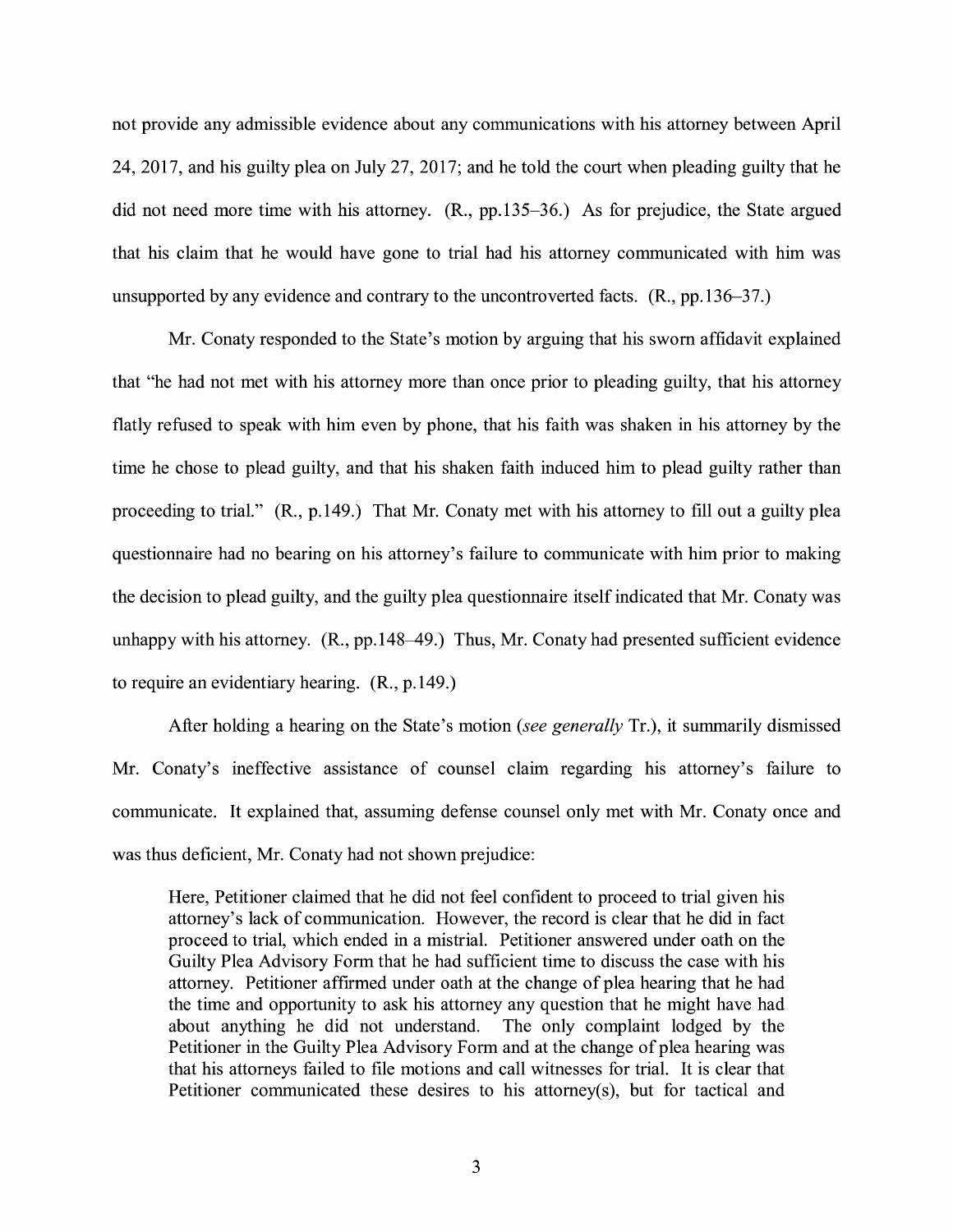not provide any admissible evidence about any communications with his attorney between April 24, 2017, and his guilty plea on July 27, 2017; and he told the court when pleading guilty that he did not need more time with his attorney. (R., pp.135–36.) As for prejudice, the State argued that his claim that he would have gone to trial had his attorney communicated with him was unsupported by any evidence and contrary to the uncontroverted facts. (R., pp.136–37.)

Mr. Conaty responded to the State's motion by arguing that his sworn affidavit explained that "he had not met with his attorney more than once prior to pleading guilty, that his attorney flatly refused to speak with him even by phone, that his faith was shaken in his attorney by the time he chose to plead guilty, and that his shaken faith induced him to plead guilty rather than proceeding to trial." (R., p.149.) That Mr. Conaty met with his attorney to fill out a guilty plea questionnaire had no bearing on his attorney's failure to communicate with him prior to making the decision to plead guilty, and the guilty plea questionnaire itself indicated that Mr. Conaty was unhappy with his attorney. (R., pp.148–49.) Thus, Mr. Conaty had presented sufficient evidence to require an evidentiary hearing. (R., p.149.)

After holding a hearing on the State's motion (*see generally* Tr.), it summarily dismissed Mr. Conaty's ineffective assistance of counsel claim regarding his attorney's failure to communicate. It explained that, assuming defense counsel only met with Mr. Conaty once and was thus deficient, Mr. Conaty had not shown prejudice:

> Here, Petitioner claimed that he did not feel confident to proceed to trial given his attorney's lack of communication. However, the record is clear that he did in fact proceed to trial, which ended in a mistrial. Petitioner answered under oath on the Guilty Plea Advisory Form that he had sufficient time to discuss the case with his attorney. Petitioner affirmed under oath at the change of plea hearing that he had the time and opportunity to ask his attorney any question that he might have had about anything he did not understand. The only complaint lodged by the Petitioner in the Guilty Plea Advisory Form and at the change of plea hearing was that his attorneys failed to file motions and call witnesses for trial. It is clear that Petitioner communicated these desires to his attorney(s), but for tactical and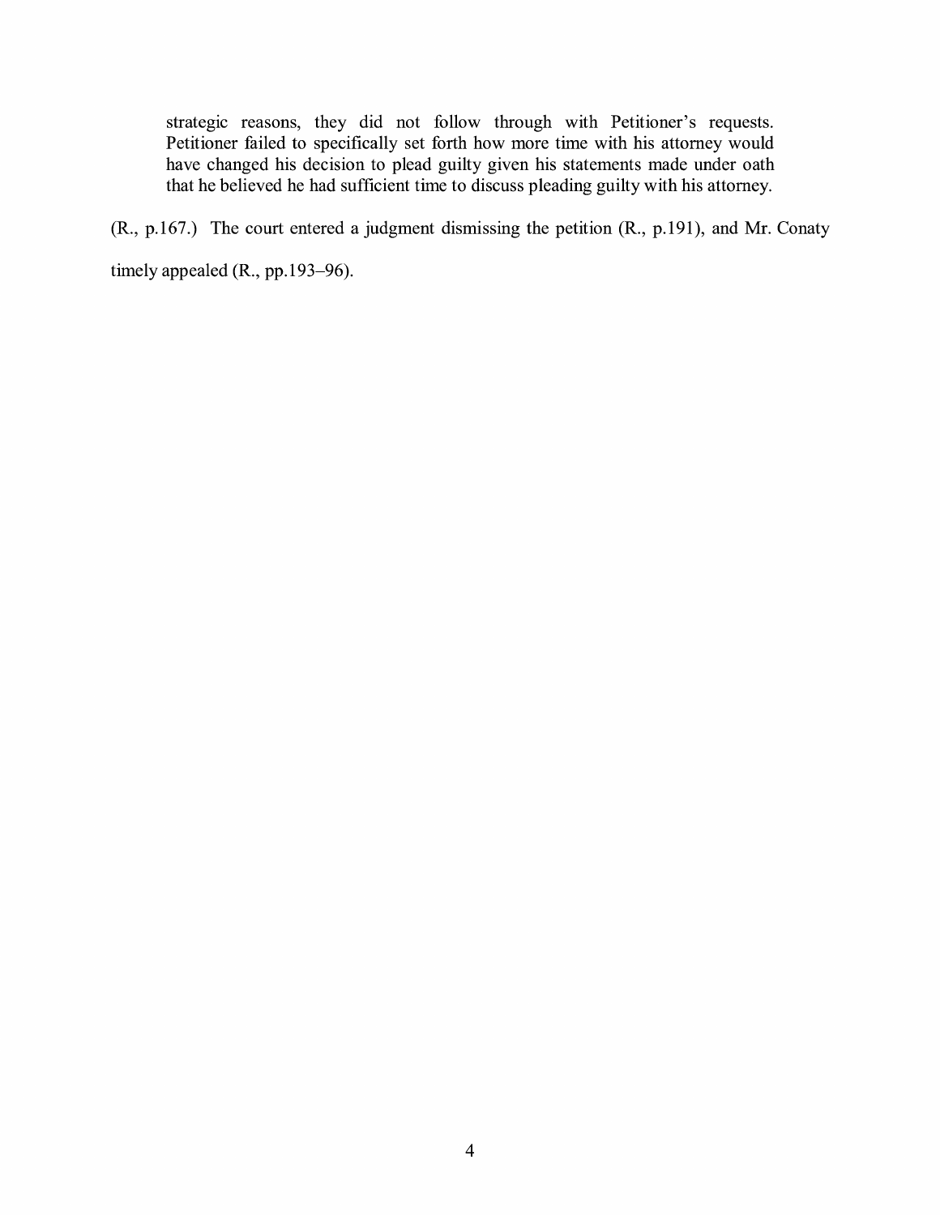> strategic reasons, they did not follow through with Petitioner's requests. Petitioner failed to specifically set forth how more time with his attorney would have changed his decision to plead guilty given his statements made under oath that he believed he had sufficient time to discuss pleading guilty with his attorney.

(R., p.167.) The court entered a judgment dismissing the petition (R., p.191), and Mr. Conaty timely appealed (R., pp.193–96).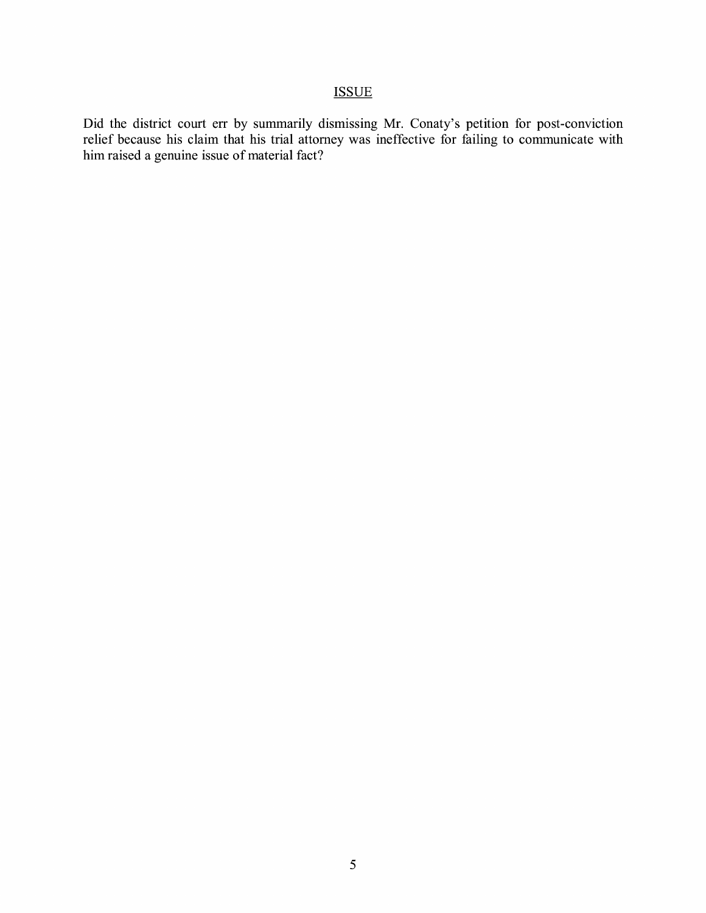## ISSUE

Did the district court err by summarily dismissing Mr. Conaty's petition for post-conviction relief because his claim that his trial attorney was ineffective for failing to communicate with him raised a genuine issue of material fact?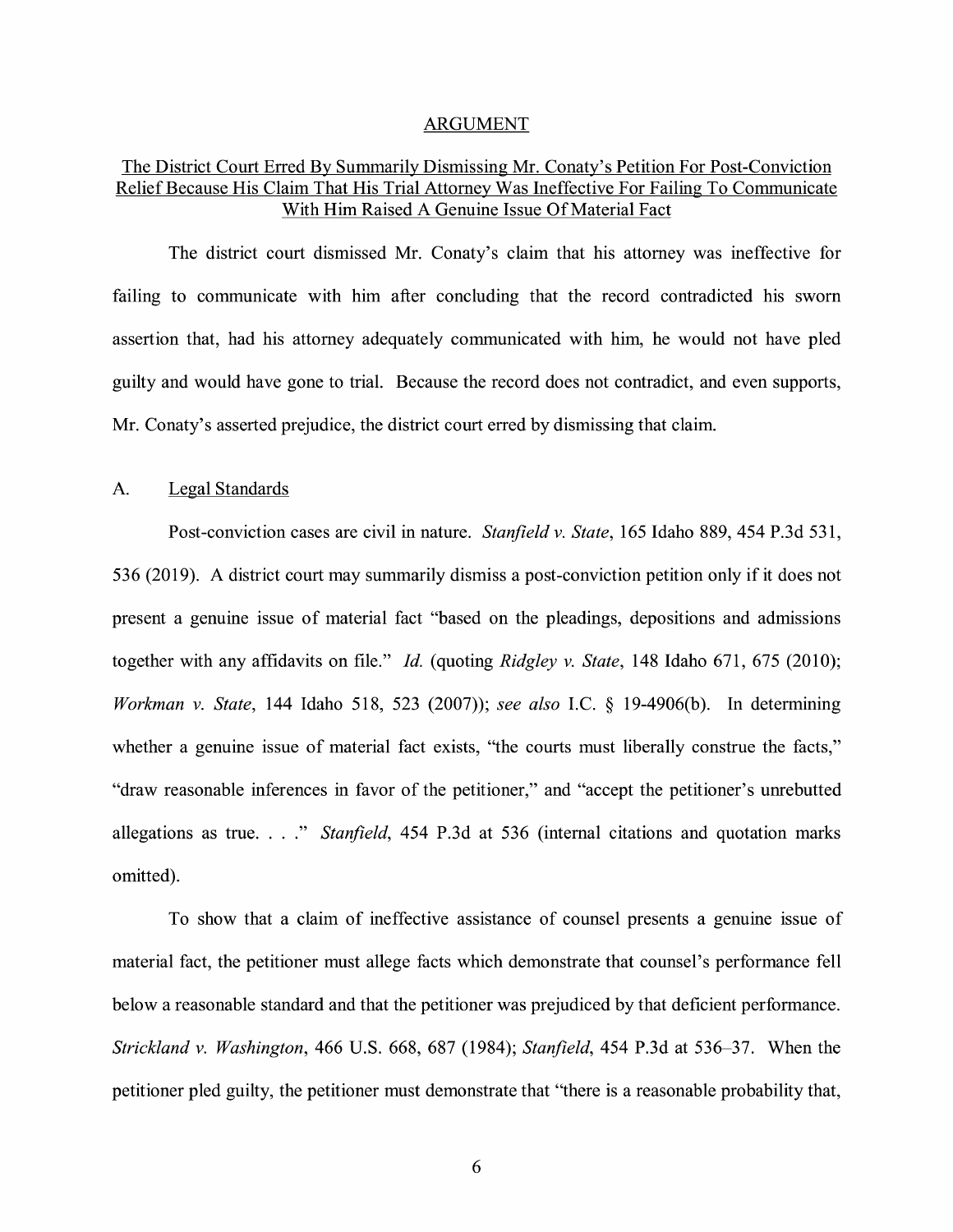## ARGUMENT

### The District Court Erred By Summarily Dismissing Mr. Conaty's Petition For Post-Conviction Relief Because His Claim That His Trial Attorney Was Ineffective For Failing To Communicate With Him Raised A Genuine Issue Of Material Fact

The district court dismissed Mr. Conaty's claim that his attorney was ineffective for failing to communicate with him after concluding that the record contradicted his sworn assertion that, had his attorney adequately communicated with him, he would not have pled guilty and would have gone to trial. Because the record does not contradict, and even supports, Mr. Conaty's asserted prejudice, the district court erred by dismissing that claim.

### A. Legal Standards

Post-conviction cases are civil in nature. *Stanfield v. State*, 165 Idaho 889, 454 P.3d 531, 536 (2019). A district court may summarily dismiss a post-conviction petition only if it does not present a genuine issue of material fact "based on the pleadings, depositions and admissions together with any affidavits on file." *Id.* (quoting *Ridgley v. State*, 148 Idaho 671, 675 (2010); *Workman v. State*, 144 Idaho 518, 523 (2007)); *see also* I.C. § 19-4906(b). In determining whether a genuine issue of material fact exists, "the courts must liberally construe the facts," "draw reasonable inferences in favor of the petitioner," and "accept the petitioner's unrebutted allegations as true. . . ." *Stanfield*, 454 P.3d at 536 (internal citations and quotation marks omitted).

To show that a claim of ineffective assistance of counsel presents a genuine issue of material fact, the petitioner must allege facts which demonstrate that counsel's performance fell below a reasonable standard and that the petitioner was prejudiced by that deficient performance. *Strickland v. Washington*, 466 U.S. 668, 687 (1984); *Stanfield*, 454 P.3d at 536–37. When the petitioner pled guilty, the petitioner must demonstrate that "there is a reasonable probability that,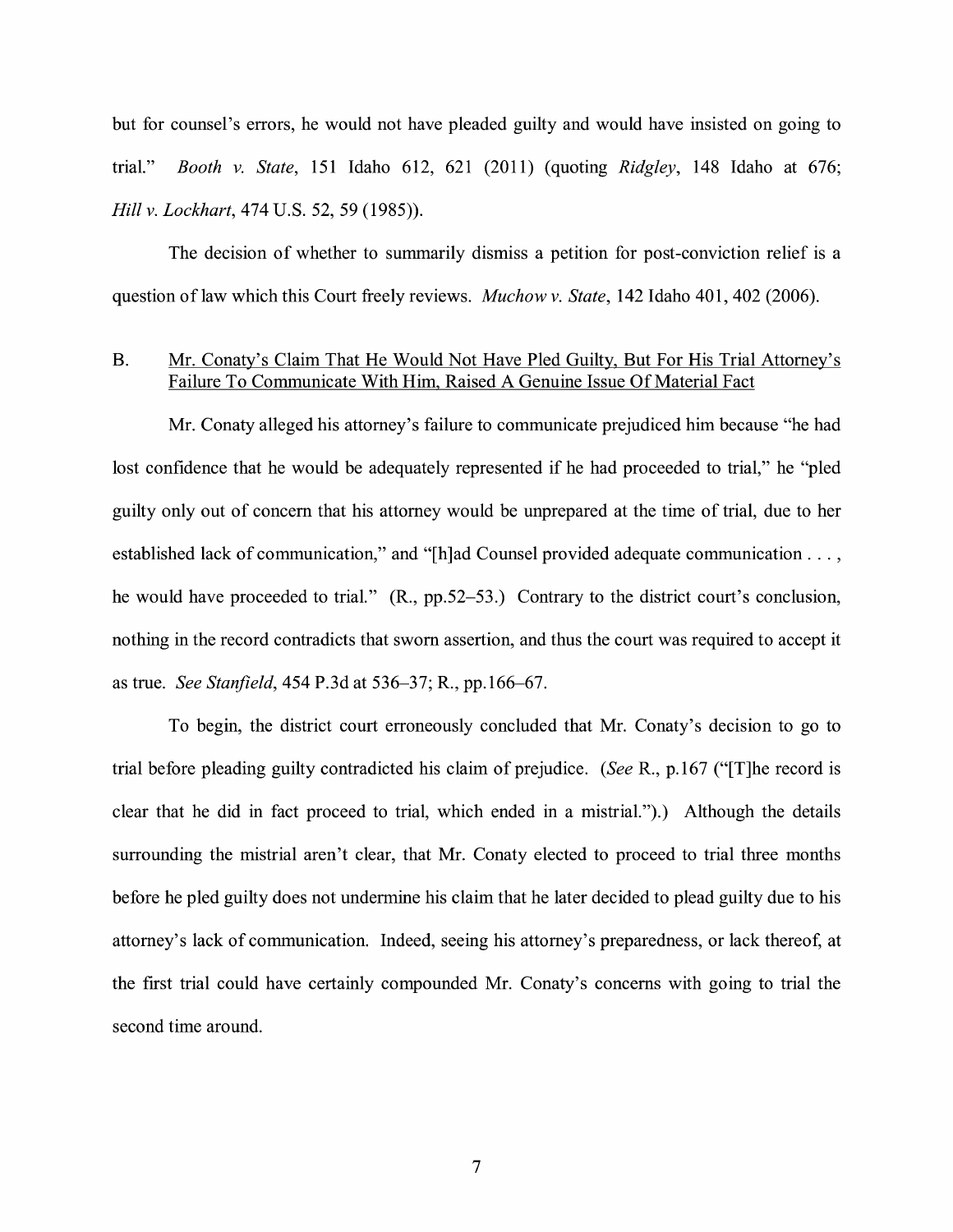but for counsel's errors, he would not have pleaded guilty and would have insisted on going to trial." *Booth v. State*, 151 Idaho 612, 621 (2011) (quoting *Ridgley*, 148 Idaho at 676; *Hill v. Lockhart*, 474 U.S. 52, 59 (1985)).

The decision of whether to summarily dismiss a petition for post-conviction relief is a question of law which this Court freely reviews. *Muchow v. State*, 142 Idaho 401, 402 (2006).

B. <u>Mr. Conaty's Claim That He Would Not Have Pled Guilty, But For His Trial Attorney's Failure To Communicate With Him, Raised A Genuine Issue Of Material Fact</u>

Mr. Conaty alleged his attorney's failure to communicate prejudiced him because "he had lost confidence that he would be adequately represented if he had proceeded to trial," he "pled guilty only out of concern that his attorney would be unprepared at the time of trial, due to her established lack of communication," and "[h]ad Counsel provided adequate communication . . . , he would have proceeded to trial." (R., pp.52–53.) Contrary to the district court's conclusion, nothing in the record contradicts that sworn assertion, and thus the court was required to accept it as true. *See Stanfield*, 454 P.3d at 536–37; R., pp.166–67.

To begin, the district court erroneously concluded that Mr. Conaty's decision to go to trial before pleading guilty contradicted his claim of prejudice. (*See* R., p.167 ("[T]he record is clear that he did in fact proceed to trial, which ended in a mistrial.").) Although the details surrounding the mistrial aren't clear, that Mr. Conaty elected to proceed to trial three months before he pled guilty does not undermine his claim that he later decided to plead guilty due to his attorney's lack of communication. Indeed, seeing his attorney's preparedness, or lack thereof, at the first trial could have certainly compounded Mr. Conaty's concerns with going to trial the second time around.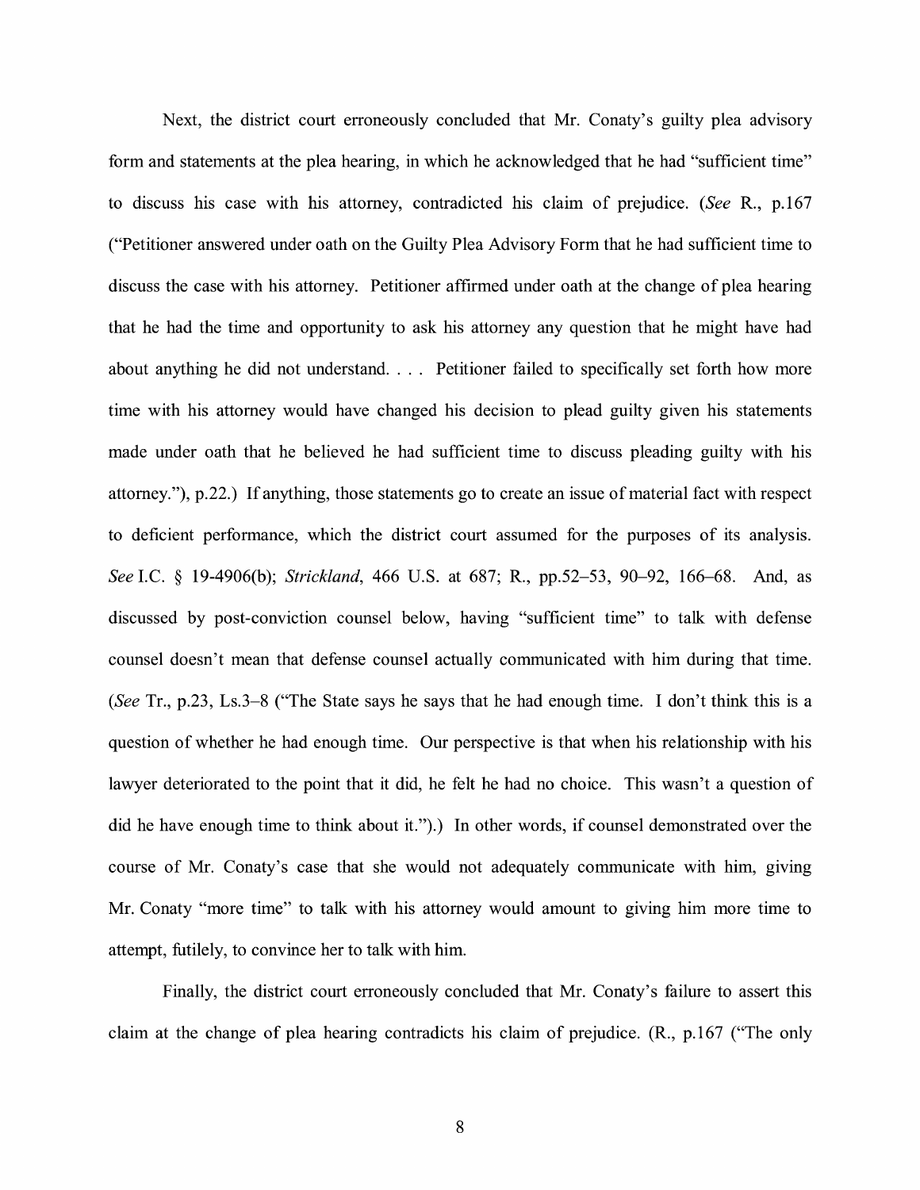Next, the district court erroneously concluded that Mr. Conaty's guilty plea advisory form and statements at the plea hearing, in which he acknowledged that he had "sufficient time" to discuss his case with his attorney, contradicted his claim of prejudice. (*See* R., p.167 ("Petitioner answered under oath on the Guilty Plea Advisory Form that he had sufficient time to discuss the case with his attorney. Petitioner affirmed under oath at the change of plea hearing that he had the time and opportunity to ask his attorney any question that he might have had about anything he did not understand. . . . Petitioner failed to specifically set forth how more time with his attorney would have changed his decision to plead guilty given his statements made under oath that he believed he had sufficient time to discuss pleading guilty with his attorney."), p.22.) If anything, those statements go to create an issue of material fact with respect to deficient performance, which the district court assumed for the purposes of its analysis. *See* I.C. § 19-4906(b); *Strickland*, 466 U.S. at 687; R., pp.52–53, 90–92, 166–68. And, as discussed by post-conviction counsel below, having "sufficient time" to talk with defense counsel doesn't mean that defense counsel actually communicated with him during that time. (*See* Tr., p.23, Ls.3–8 ("The State says he says that he had enough time. I don't think this is a question of whether he had enough time. Our perspective is that when his relationship with his lawyer deteriorated to the point that it did, he felt he had no choice. This wasn't a question of did he have enough time to think about it.").) In other words, if counsel demonstrated over the course of Mr. Conaty's case that she would not adequately communicate with him, giving Mr. Conaty "more time" to talk with his attorney would amount to giving him more time to attempt, futilely, to convince her to talk with him.

Finally, the district court erroneously concluded that Mr. Conaty's failure to assert this claim at the change of plea hearing contradicts his claim of prejudice. (R., p.167 ("The only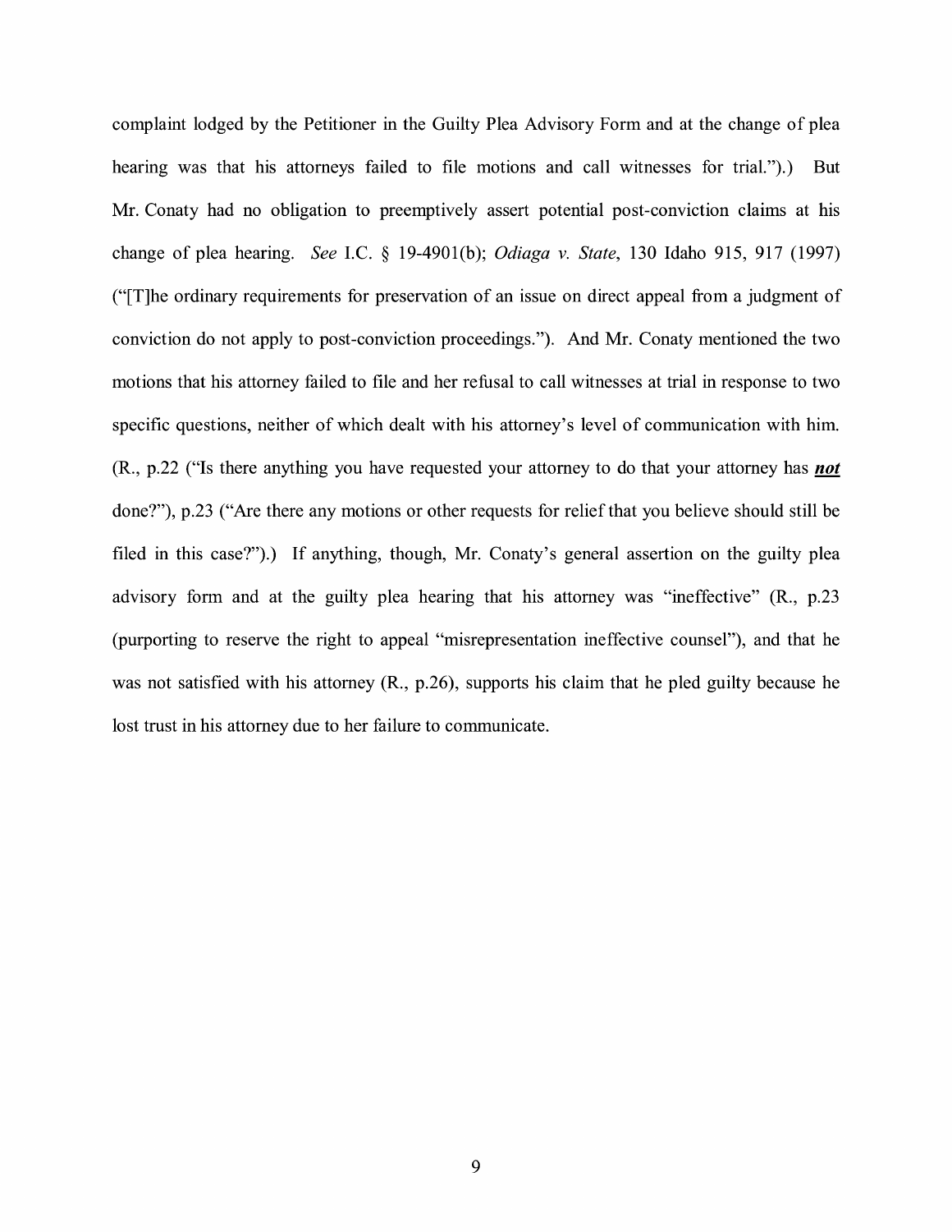complaint lodged by the Petitioner in the Guilty Plea Advisory Form and at the change of plea hearing was that his attorneys failed to file motions and call witnesses for trial.").) But Mr. Conaty had no obligation to preemptively assert potential post-conviction claims at his change of plea hearing. *See* I.C. § 19-4901(b); *Odiaga v. State*, 130 Idaho 915, 917 (1997) ("[T]he ordinary requirements for preservation of an issue on direct appeal from a judgment of conviction do not apply to post-conviction proceedings."). And Mr. Conaty mentioned the two motions that his attorney failed to file and her refusal to call witnesses at trial in response to two specific questions, neither of which dealt with his attorney's level of communication with him. (R., p.22 ("Is there anything you have requested your attorney to do that your attorney has ***not*** done?"), p.23 ("Are there any motions or other requests for relief that you believe should still be filed in this case?").) If anything, though, Mr. Conaty's general assertion on the guilty plea advisory form and at the guilty plea hearing that his attorney was "ineffective" (R., p.23 (purporting to reserve the right to appeal "misrepresentation ineffective counsel"), and that he was not satisfied with his attorney (R., p.26), supports his claim that he pled guilty because he lost trust in his attorney due to her failure to communicate.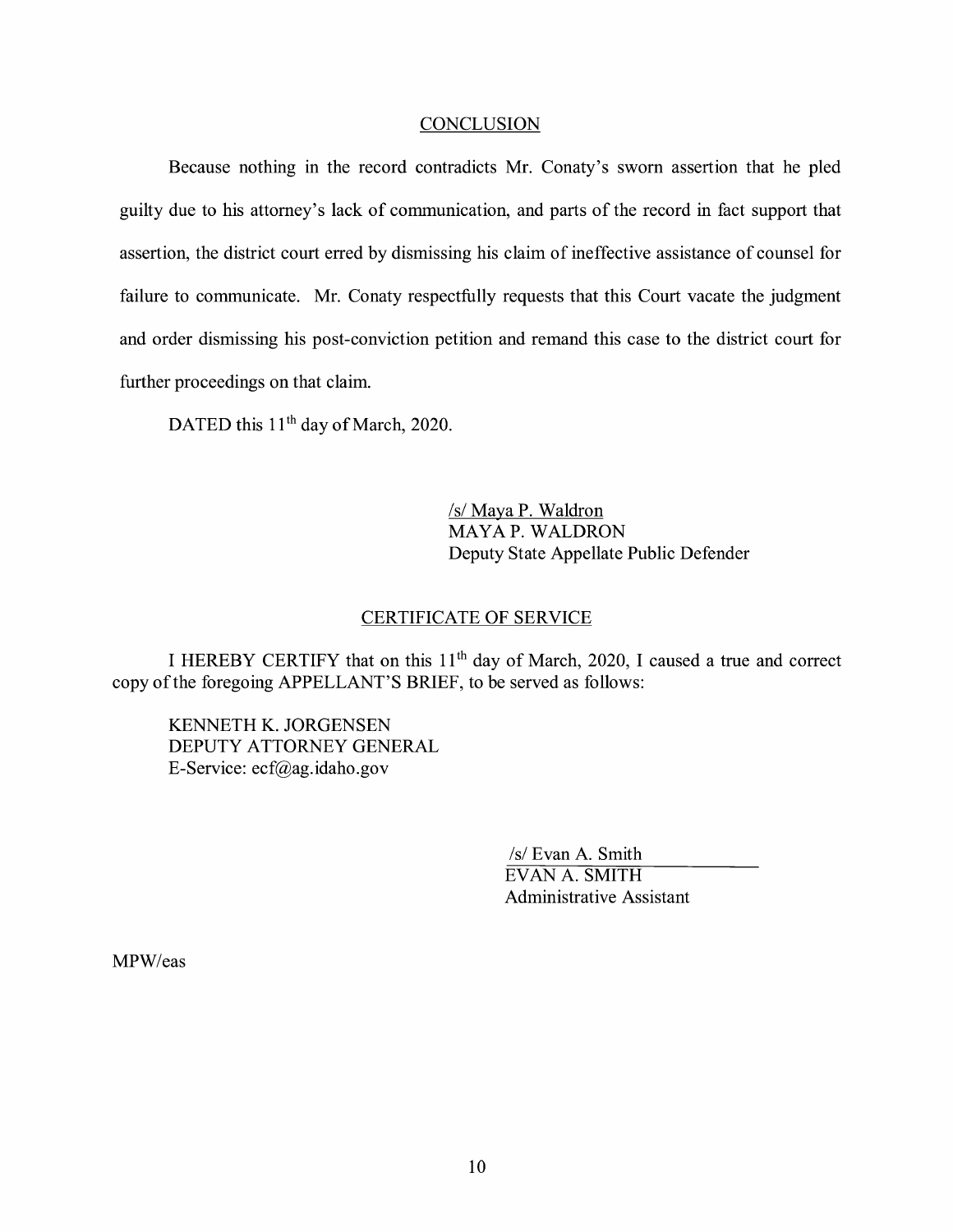## CONCLUSION

Because nothing in the record contradicts Mr. Conaty's sworn assertion that he pled guilty due to his attorney's lack of communication, and parts of the record in fact support that assertion, the district court erred by dismissing his claim of ineffective assistance of counsel for failure to communicate. Mr. Conaty respectfully requests that this Court vacate the judgment and order dismissing his post-conviction petition and remand this case to the district court for further proceedings on that claim.

DATED this 11th day of March, 2020.

/s/ Maya P. Waldron
MAYA P. WALDRON
Deputy State Appellate Public Defender

## CERTIFICATE OF SERVICE

I HEREBY CERTIFY that on this 11th day of March, 2020, I caused a true and correct copy of the foregoing APPELLANT'S BRIEF, to be served as follows:

KENNETH K. JORGENSEN
DEPUTY ATTORNEY GENERAL
E-Service: ecf@ag.idaho.gov

/s/ Evan A. Smith
EVAN A. SMITH
Administrative Assistant

MPW/eas